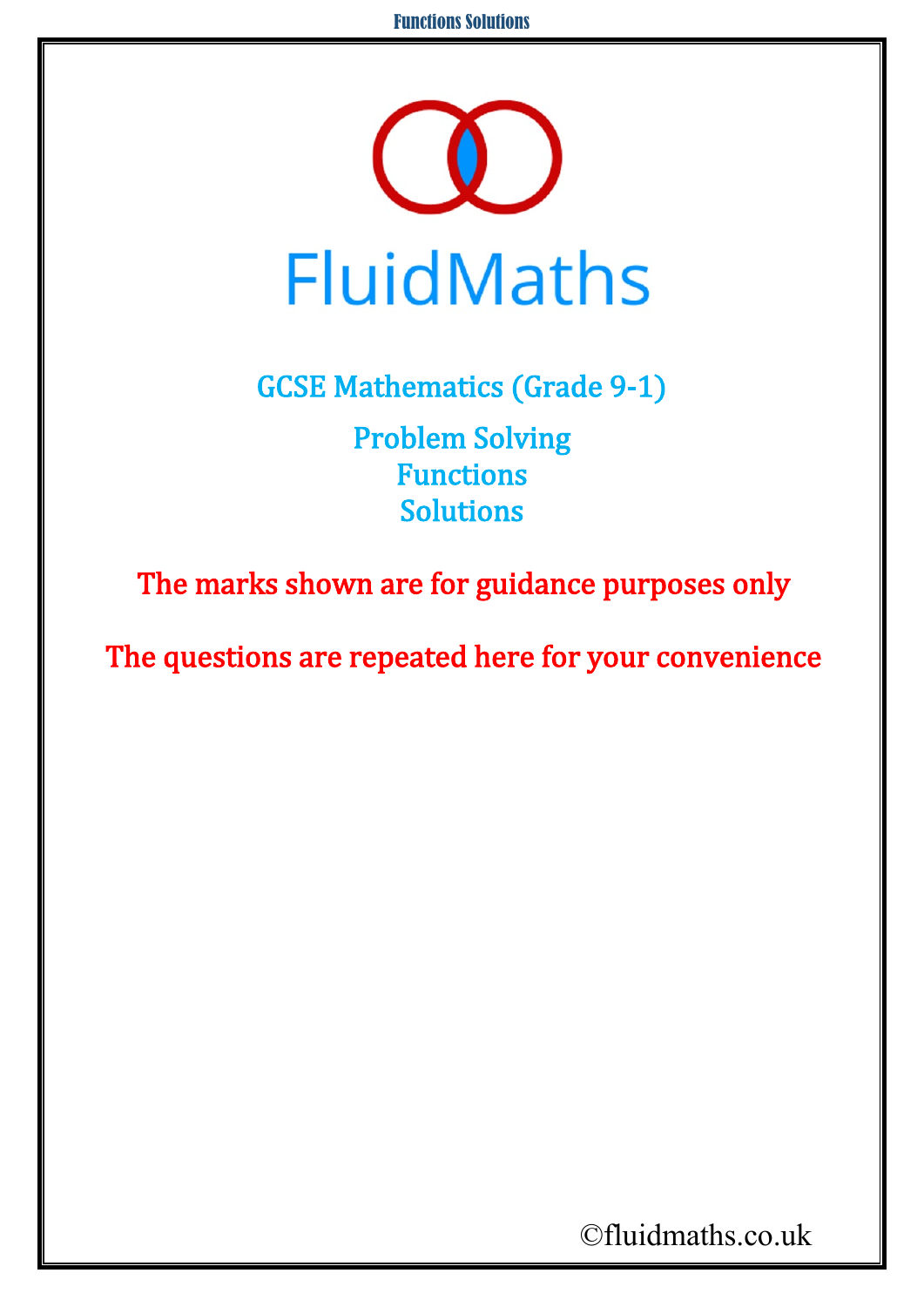# FluidMaths

## GCSE Mathematics (Grade 9-1)

## Problem Solving
## Functions
## Solutions

**The marks shown are for guidance purposes only**

**The questions are repeated here for your convenience**

©fluidmaths.co.uk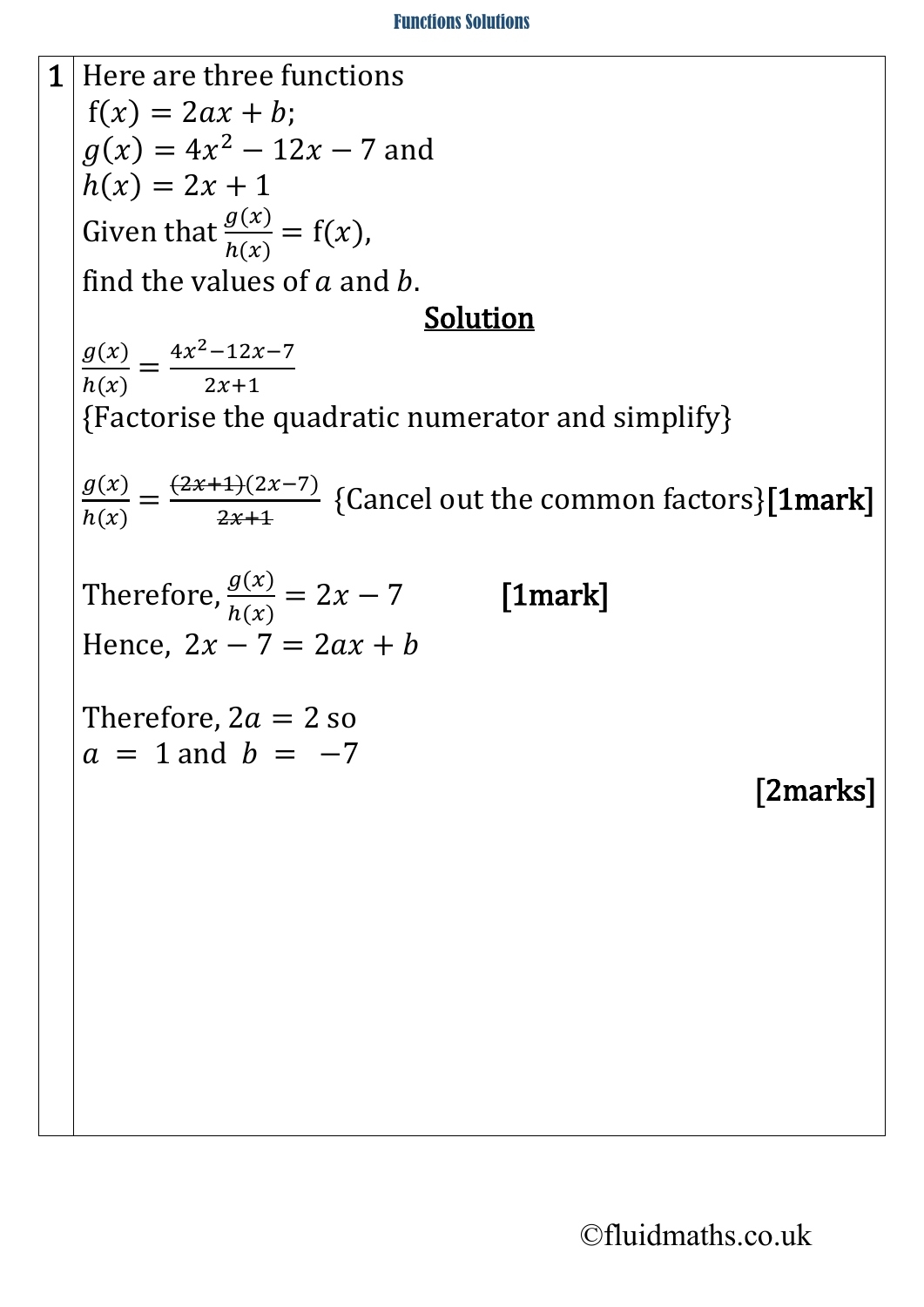**1** Here are three functions

$f(x) = 2ax + b$;

$g(x) = 4x^2 - 12x - 7$ and

$h(x) = 2x + 1$

Given that $\frac{g(x)}{h(x)} = f(x)$,

find the values of $a$ and $b$.

**Solution**

$\frac{g(x)}{h(x)} = \frac{4x^2-12x-7}{2x+1}$

{Factorise the quadratic numerator and simplify}

$\frac{g(x)}{h(x)} = \frac{\cancel{(2x+1)}(2x-7)}{\cancel{2x+1}}$ {Cancel out the common factors} **[1mark]**

Therefore, $\frac{g(x)}{h(x)} = 2x - 7$ **[1mark]**

Hence, $2x - 7 = 2ax + b$

Therefore, $2a = 2$ so

$a = 1$ and $b = -7$

**[2marks]**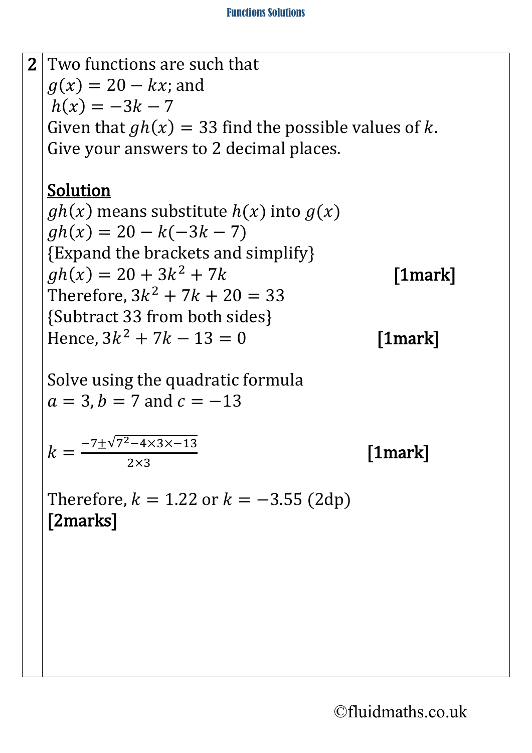**2** Two functions are such that

$g(x) = 20 - kx$; and

$h(x) = -3k - 7$

Given that $gh(x) = 33$ find the possible values of $k$.

Give your answers to 2 decimal places.

**Solution**

$gh(x)$ means substitute $h(x)$ into $g(x)$

$gh(x) = 20 - k(-3k - 7)$

{Expand the brackets and simplify}

$gh(x) = 20 + 3k^2 + 7k$ **[1mark]**

Therefore, $3k^2 + 7k + 20 = 33$

{Subtract 33 from both sides}

Hence, $3k^2 + 7k - 13 = 0$ **[1mark]**

Solve using the quadratic formula

$a = 3, b = 7$ and $c = -13$

$$k = \frac{-7 \pm \sqrt{7^2 - 4 \times 3 \times -13}}{2 \times 3}$$ **[1mark]**

Therefore, $k = 1.22$ or $k = -3.55$ (2dp)

**[2marks]**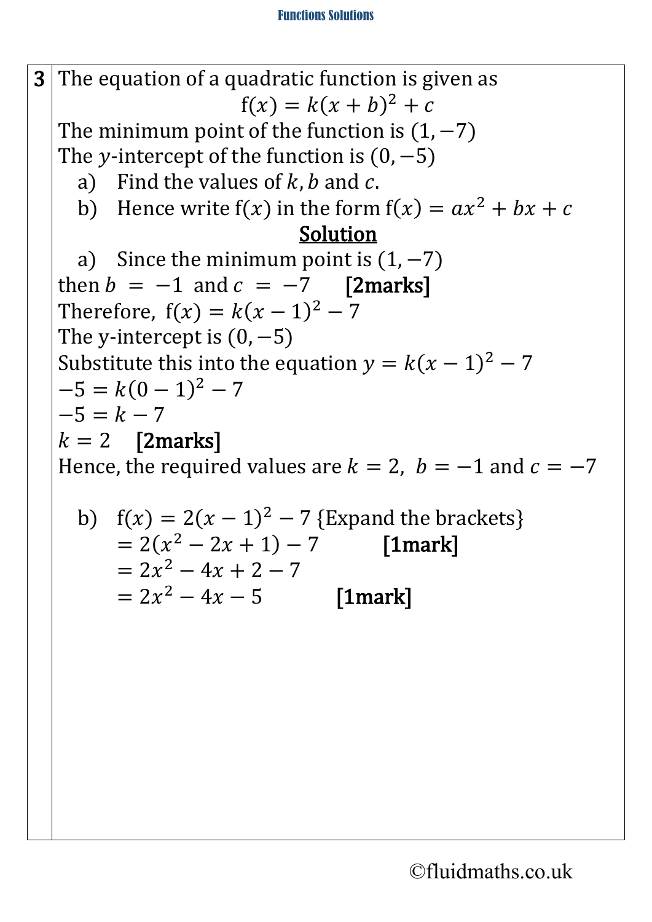**3** The equation of a quadratic function is given as

$$f(x) = k(x + b)^2 + c$$

The minimum point of the function is $(1, -7)$

The $y$-intercept of the function is $(0, -5)$

a) Find the values of $k$, $b$ and $c$.

b) Hence write $f(x)$ in the form $f(x) = ax^2 + bx + c$

**Solution**

a) Since the minimum point is $(1, -7)$

then $b = -1$ and $c = -7$ **[2marks]**

Therefore, $f(x) = k(x - 1)^2 - 7$

The y-intercept is $(0, -5)$

Substitute this into the equation $y = k(x - 1)^2 - 7$

$-5 = k(0 - 1)^2 - 7$

$-5 = k - 7$

$k = 2$ **[2marks]**

Hence, the required values are $k = 2$, $b = -1$ and $c = -7$

b) $f(x) = 2(x - 1)^2 - 7$ {Expand the brackets}

$= 2(x^2 - 2x + 1) - 7$ **[1mark]**

$= 2x^2 - 4x + 2 - 7$

$= 2x^2 - 4x - 5$ **[1mark]**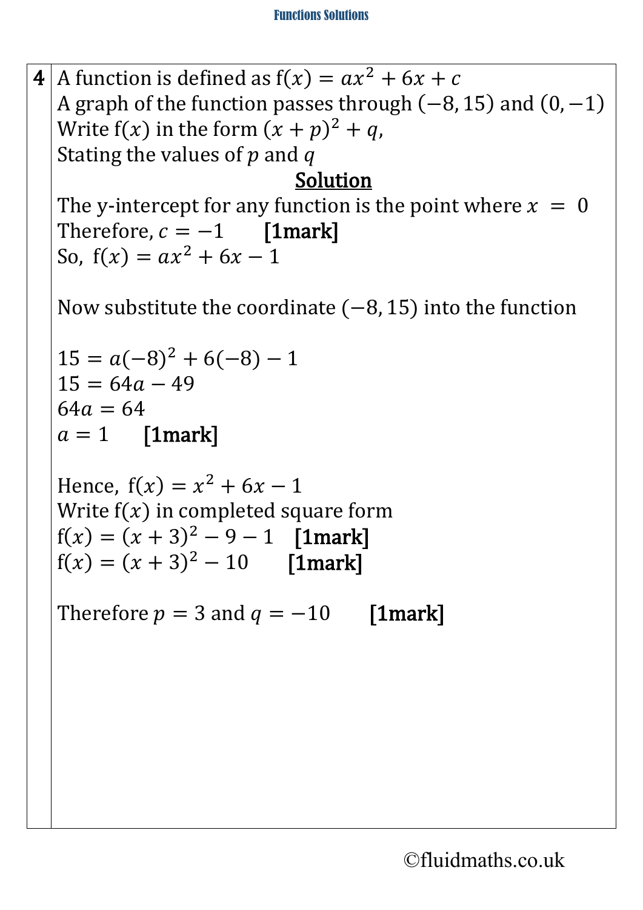**4** A function is defined as $f(x) = ax^2 + 6x + c$
A graph of the function passes through $(-8, 15)$ and $(0, -1)$
Write $f(x)$ in the form $(x + p)^2 + q$,
Stating the values of $p$ and $q$

**Solution**

The y-intercept for any function is the point where $x = 0$
Therefore, $c = -1$ **[1mark]**
So, $f(x) = ax^2 + 6x - 1$

Now substitute the coordinate $(-8, 15)$ into the function

$15 = a(-8)^2 + 6(-8) - 1$
$15 = 64a - 49$
$64a = 64$
$a = 1$ **[1mark]**

Hence, $f(x) = x^2 + 6x - 1$
Write $f(x)$ in completed square form
$f(x) = (x + 3)^2 - 9 - 1$ **[1mark]**
$f(x) = (x + 3)^2 - 10$ **[1mark]**

Therefore $p = 3$ and $q = -10$ **[1mark]**

©fluidmaths.co.uk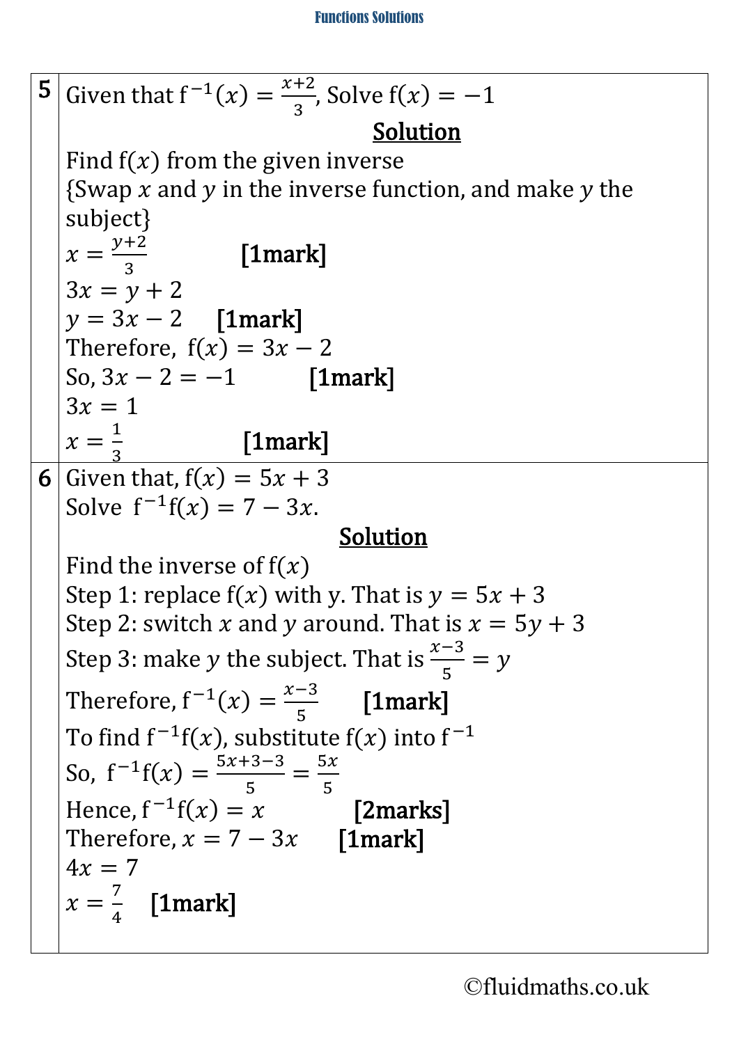**5** Given that $f^{-1}(x) = \frac{x+2}{3}$, Solve $f(x) = -1$

**Solution**

Find $f(x)$ from the given inverse

{Swap $x$ and $y$ in the inverse function, and make $y$ the subject}

$x = \frac{y+2}{3}$ **[1mark]**

$3x = y + 2$

$y = 3x - 2$ **[1mark]**

Therefore, $f(x) = 3x - 2$

So, $3x - 2 = -1$ **[1mark]**

$3x = 1$

$x = \frac{1}{3}$ **[1mark]**

---

**6** Given that, $f(x) = 5x + 3$

Solve $f^{-1}f(x) = 7 - 3x$.

**Solution**

Find the inverse of $f(x)$

Step 1: replace $f(x)$ with y. That is $y = 5x + 3$

Step 2: switch $x$ and $y$ around. That is $x = 5y + 3$

Step 3: make $y$ the subject. That is $\frac{x-3}{5} = y$

Therefore, $f^{-1}(x) = \frac{x-3}{5}$ **[1mark]**

To find $f^{-1}f(x)$, substitute $f(x)$ into $f^{-1}$

So, $f^{-1}f(x) = \frac{5x+3-3}{5} = \frac{5x}{5}$

Hence, $f^{-1}f(x) = x$ **[2marks]**

Therefore, $x = 7 - 3x$ **[1mark]**

$4x = 7$

$x = \frac{7}{4}$ **[1mark]**

©fluidmaths.co.uk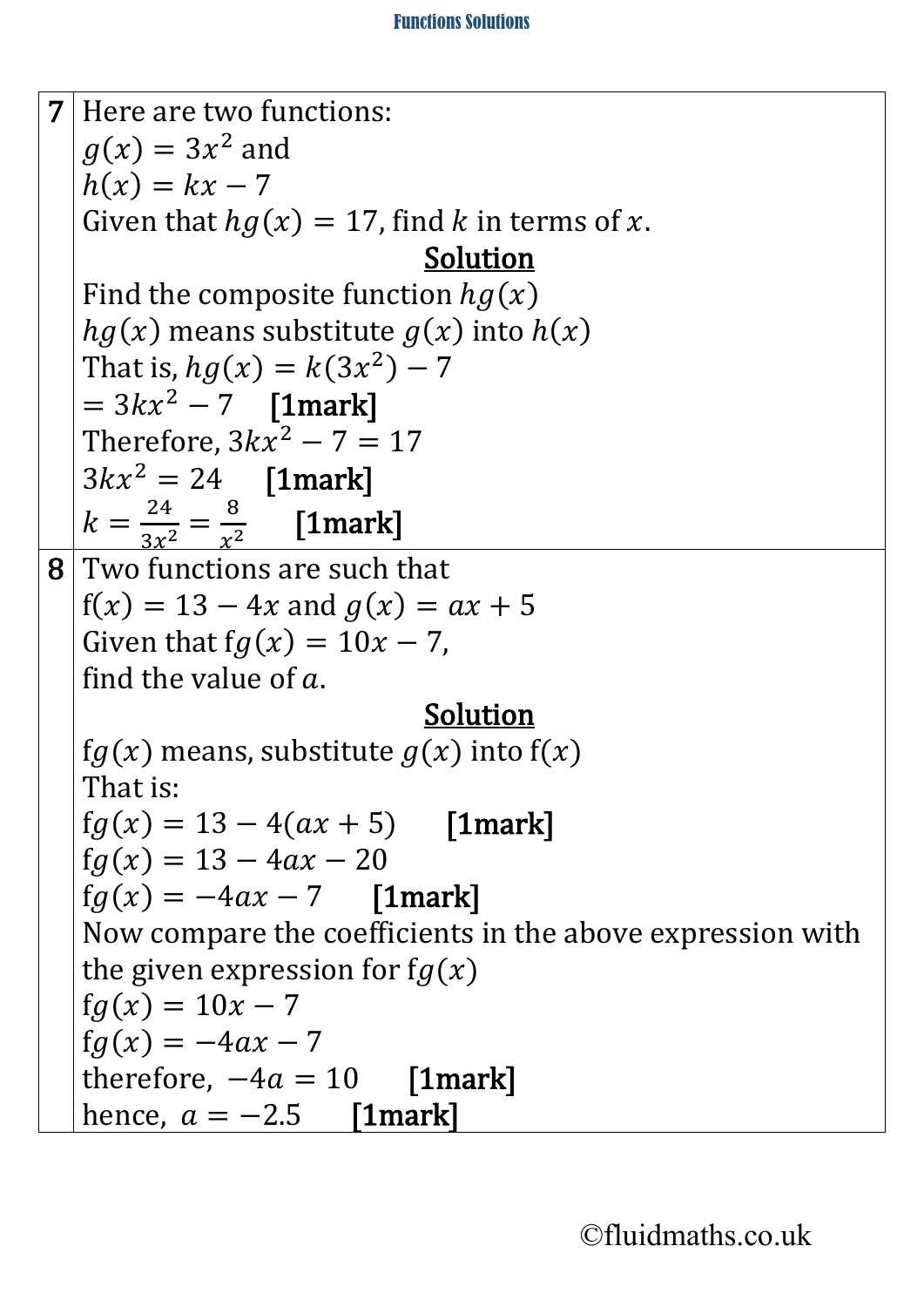| | |
|---|---|
| 7 | Here are two functions:<br>$g(x) = 3x^2$ and<br>$h(x) = kx - 7$<br>Given that $hg(x) = 17$, find $k$ in terms of $x$.<br>**<u>Solution</u>**<br>Find the composite function $hg(x)$<br>$hg(x)$ means substitute $g(x)$ into $h(x)$<br>That is, $hg(x) = k(3x^2) - 7$<br>$= 3kx^2 - 7$ **[1mark]**<br>Therefore, $3kx^2 - 7 = 17$<br>$3kx^2 = 24$ **[1mark]**<br>$k = \frac{24}{3x^2} = \frac{8}{x^2}$ **[1mark]** |
| 8 | Two functions are such that<br>$\mathrm{f}(x) = 13 - 4x$ and $g(x) = ax + 5$<br>Given that $\mathrm{f}g(x) = 10x - 7$,<br>find the value of $a$.<br>**<u>Solution</u>**<br>$\mathrm{f}g(x)$ means, substitute $g(x)$ into $\mathrm{f}(x)$<br>That is:<br>$\mathrm{f}g(x) = 13 - 4(ax + 5)$ **[1mark]**<br>$\mathrm{f}g(x) = 13 - 4ax - 20$<br>$\mathrm{f}g(x) = -4ax - 7$ **[1mark]**<br>Now compare the coefficients in the above expression with the given expression for $\mathrm{f}g(x)$<br>$\mathrm{f}g(x) = 10x - 7$<br>$\mathrm{f}g(x) = -4ax - 7$<br>therefore, $-4a = 10$ **[1mark]**<br>hence, $a = -2.5$ **[1mark]** |

©fluidmaths.co.uk